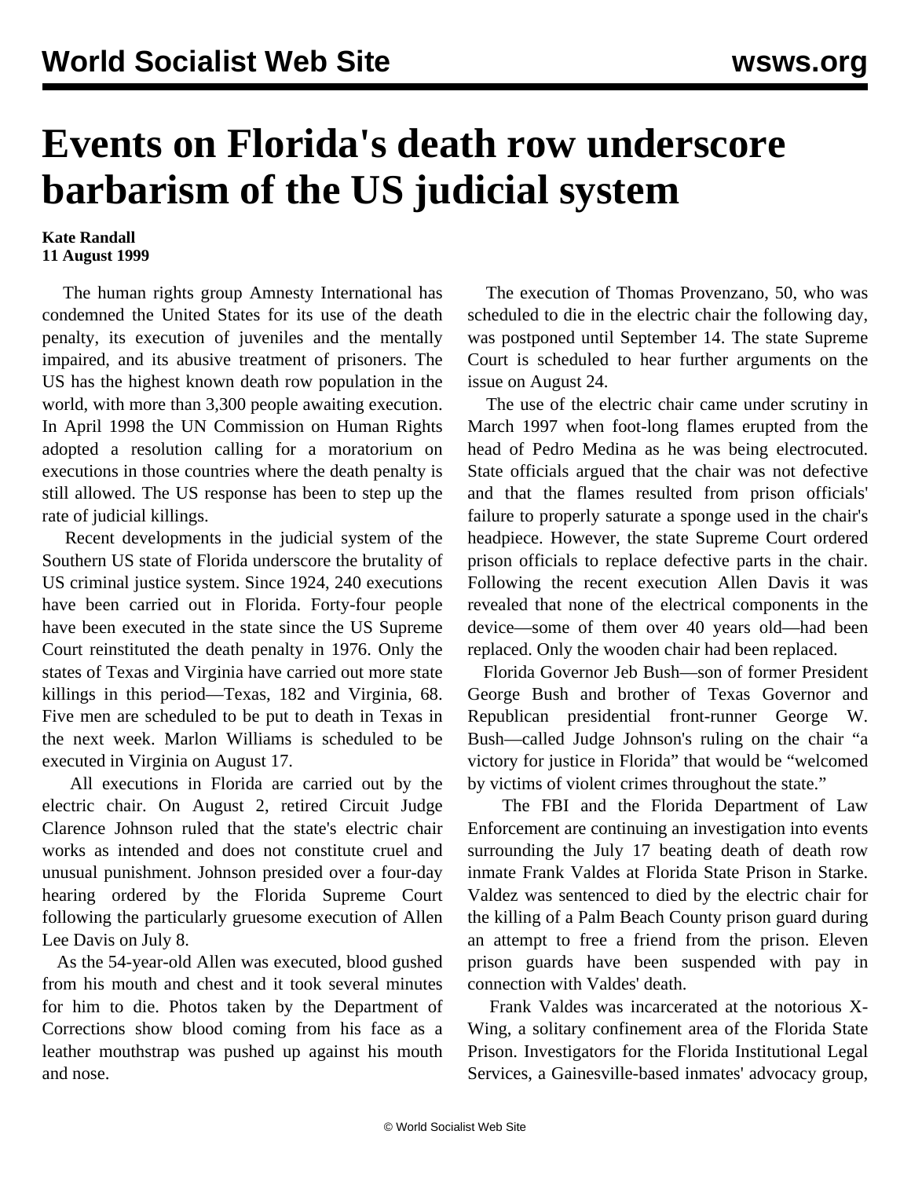# Events on Florida's death row underscore barbarism of the US judicial system

**Kate Randall**
**11 August 1999**

The human rights group Amnesty International has condemned the United States for its use of the death penalty, its execution of juveniles and the mentally impaired, and its abusive treatment of prisoners. The US has the highest known death row population in the world, with more than 3,300 people awaiting execution. In April 1998 the UN Commission on Human Rights adopted a resolution calling for a moratorium on executions in those countries where the death penalty is still allowed. The US response has been to step up the rate of judicial killings.

Recent developments in the judicial system of the Southern US state of Florida underscore the brutality of US criminal justice system. Since 1924, 240 executions have been carried out in Florida. Forty-four people have been executed in the state since the US Supreme Court reinstituted the death penalty in 1976. Only the states of Texas and Virginia have carried out more state killings in this period—Texas, 182 and Virginia, 68. Five men are scheduled to be put to death in Texas in the next week. Marlon Williams is scheduled to be executed in Virginia on August 17.

All executions in Florida are carried out by the electric chair. On August 2, retired Circuit Judge Clarence Johnson ruled that the state's electric chair works as intended and does not constitute cruel and unusual punishment. Johnson presided over a four-day hearing ordered by the Florida Supreme Court following the particularly gruesome execution of Allen Lee Davis on July 8.

As the 54-year-old Allen was executed, blood gushed from his mouth and chest and it took several minutes for him to die. Photos taken by the Department of Corrections show blood coming from his face as a leather mouthstrap was pushed up against his mouth and nose.

The execution of Thomas Provenzano, 50, who was scheduled to die in the electric chair the following day, was postponed until September 14. The state Supreme Court is scheduled to hear further arguments on the issue on August 24.

The use of the electric chair came under scrutiny in March 1997 when foot-long flames erupted from the head of Pedro Medina as he was being electrocuted. State officials argued that the chair was not defective and that the flames resulted from prison officials' failure to properly saturate a sponge used in the chair's headpiece. However, the state Supreme Court ordered prison officials to replace defective parts in the chair. Following the recent execution Allen Davis it was revealed that none of the electrical components in the device—some of them over 40 years old—had been replaced. Only the wooden chair had been replaced.

Florida Governor Jeb Bush—son of former President George Bush and brother of Texas Governor and Republican presidential front-runner George W. Bush—called Judge Johnson's ruling on the chair "a victory for justice in Florida" that would be "welcomed by victims of violent crimes throughout the state."

The FBI and the Florida Department of Law Enforcement are continuing an investigation into events surrounding the July 17 beating death of death row inmate Frank Valdes at Florida State Prison in Starke. Valdez was sentenced to died by the electric chair for the killing of a Palm Beach County prison guard during an attempt to free a friend from the prison. Eleven prison guards have been suspended with pay in connection with Valdes' death.

Frank Valdes was incarcerated at the notorious X-Wing, a solitary confinement area of the Florida State Prison. Investigators for the Florida Institutional Legal Services, a Gainesville-based inmates' advocacy group,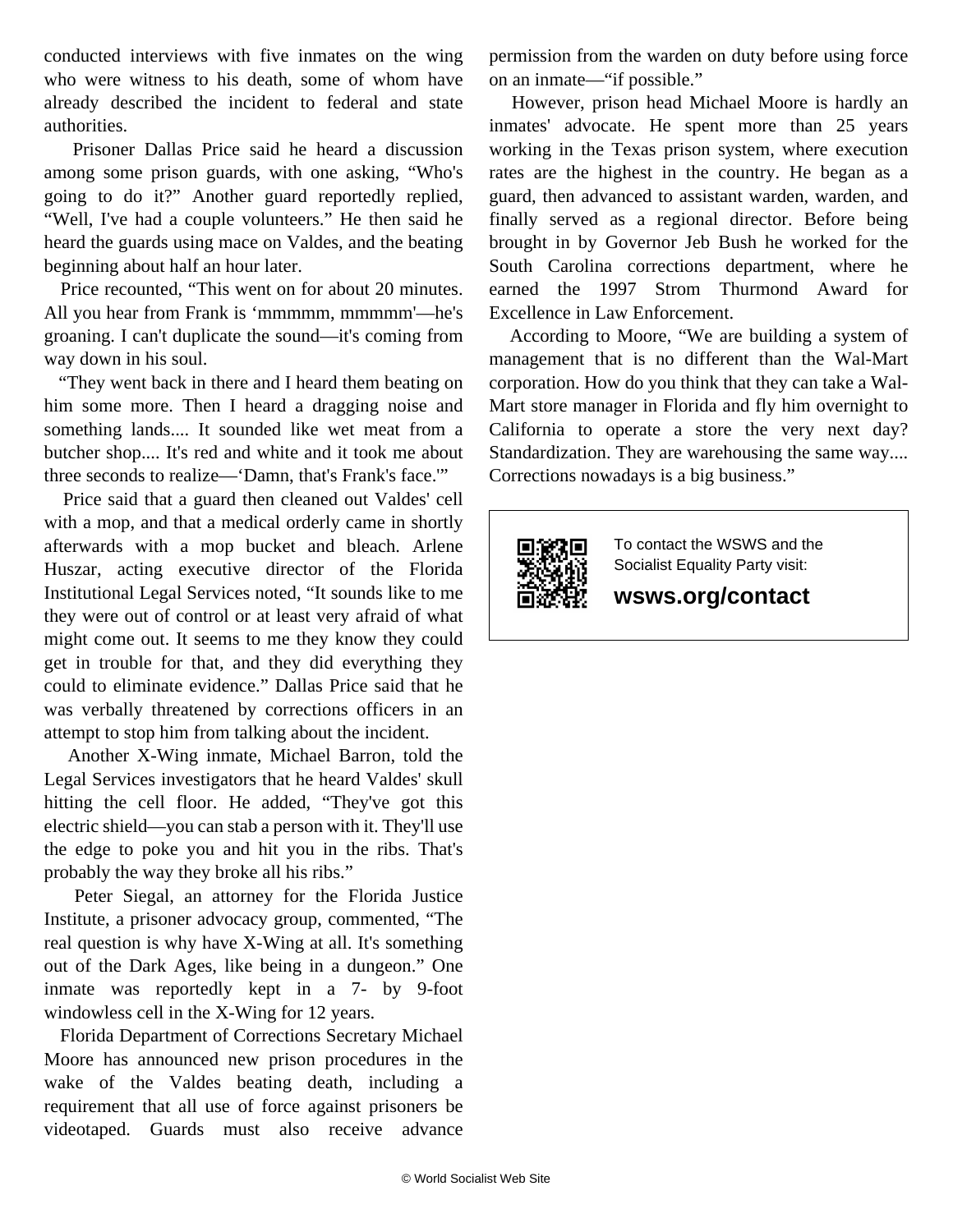conducted interviews with five inmates on the wing who were witness to his death, some of whom have already described the incident to federal and state authorities.

Prisoner Dallas Price said he heard a discussion among some prison guards, with one asking, “Who's going to do it?” Another guard reportedly replied, “Well, I've had a couple volunteers.” He then said he heard the guards using mace on Valdes, and the beating beginning about half an hour later.

Price recounted, “This went on for about 20 minutes. All you hear from Frank is ‘mmmmm, mmmmm'—he's groaning. I can't duplicate the sound—it's coming from way down in his soul.

“They went back in there and I heard them beating on him some more. Then I heard a dragging noise and something lands.... It sounded like wet meat from a butcher shop.... It's red and white and it took me about three seconds to realize—‘Damn, that's Frank's face.'”

Price said that a guard then cleaned out Valdes' cell with a mop, and that a medical orderly came in shortly afterwards with a mop bucket and bleach. Arlene Huszar, acting executive director of the Florida Institutional Legal Services noted, “It sounds like to me they were out of control or at least very afraid of what might come out. It seems to me they know they could get in trouble for that, and they did everything they could to eliminate evidence.” Dallas Price said that he was verbally threatened by corrections officers in an attempt to stop him from talking about the incident.

Another X-Wing inmate, Michael Barron, told the Legal Services investigators that he heard Valdes' skull hitting the cell floor. He added, “They've got this electric shield—you can stab a person with it. They'll use the edge to poke you and hit you in the ribs. That's probably the way they broke all his ribs.”

Peter Siegal, an attorney for the Florida Justice Institute, a prisoner advocacy group, commented, “The real question is why have X-Wing at all. It's something out of the Dark Ages, like being in a dungeon.” One inmate was reportedly kept in a 7- by 9-foot windowless cell in the X-Wing for 12 years.

Florida Department of Corrections Secretary Michael Moore has announced new prison procedures in the wake of the Valdes beating death, including a requirement that all use of force against prisoners be videotaped. Guards must also receive advance permission from the warden on duty before using force on an inmate—“if possible.”

However, prison head Michael Moore is hardly an inmates' advocate. He spent more than 25 years working in the Texas prison system, where execution rates are the highest in the country. He began as a guard, then advanced to assistant warden, warden, and finally served as a regional director. Before being brought in by Governor Jeb Bush he worked for the South Carolina corrections department, where he earned the 1997 Strom Thurmond Award for Excellence in Law Enforcement.

According to Moore, “We are building a system of management that is no different than the Wal-Mart corporation. How do you think that they can take a Wal-Mart store manager in Florida and fly him overnight to California to operate a store the very next day? Standardization. They are warehousing the same way.... Corrections nowadays is a big business.”

To contact the WSWS and the Socialist Equality Party visit:

**wsws.org/contact**